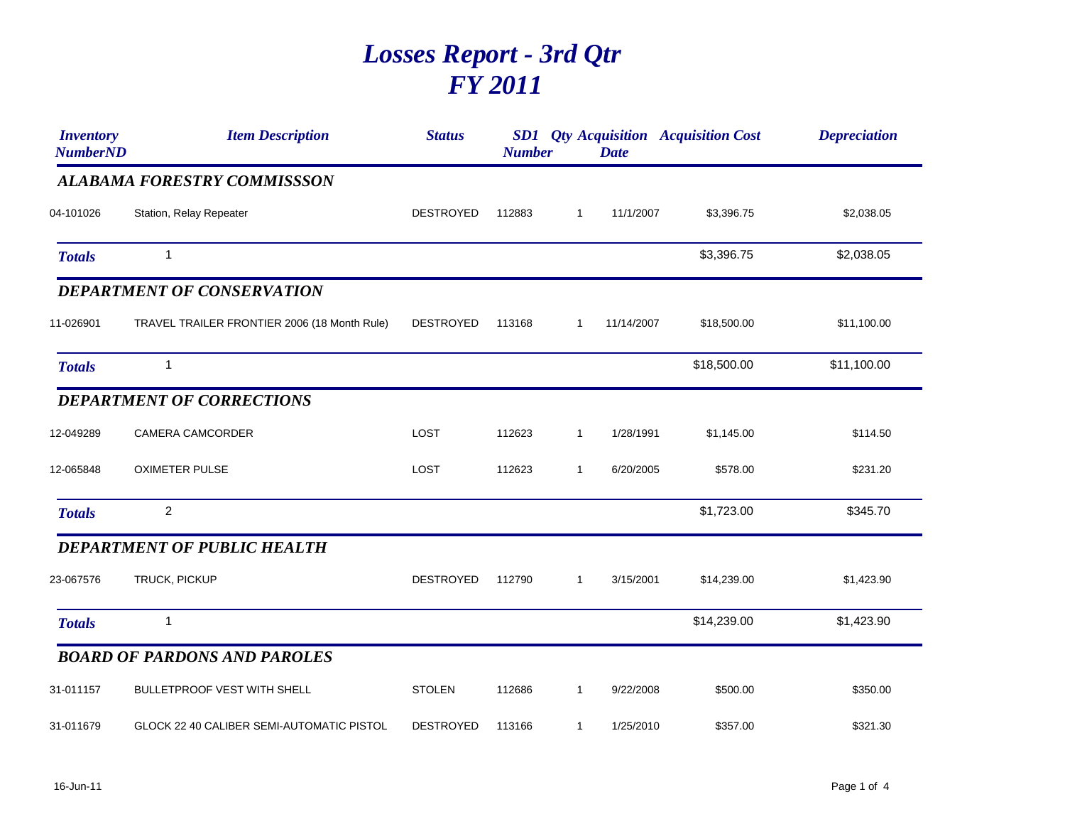# Losses Report - 3rd Qtr
# FY 2011

| Inventory NumberND | Item Description | Status | SD1 Number | Qty | Acquisition Date | Acquisition Cost | Depreciation |
|---|---|---|---|---|---|---|---|
| **ALABAMA FORESTRY COMMISSSON** | | | | | | | |
| 04-101026 | Station, Relay Repeater | DESTROYED | 112883 | 1 | 11/1/2007 | $3,396.75 | $2,038.05 |
| **Totals** | 1 | | | | | $3,396.75 | $2,038.05 |
| **DEPARTMENT OF CONSERVATION** | | | | | | | |
| 11-026901 | TRAVEL TRAILER FRONTIER 2006 (18 Month Rule) | DESTROYED | 113168 | 1 | 11/14/2007 | $18,500.00 | $11,100.00 |
| **Totals** | 1 | | | | | $18,500.00 | $11,100.00 |
| **DEPARTMENT OF CORRECTIONS** | | | | | | | |
| 12-049289 | CAMERA CAMCORDER | LOST | 112623 | 1 | 1/28/1991 | $1,145.00 | $114.50 |
| 12-065848 | OXIMETER PULSE | LOST | 112623 | 1 | 6/20/2005 | $578.00 | $231.20 |
| **Totals** | 2 | | | | | $1,723.00 | $345.70 |
| **DEPARTMENT OF PUBLIC HEALTH** | | | | | | | |
| 23-067576 | TRUCK, PICKUP | DESTROYED | 112790 | 1 | 3/15/2001 | $14,239.00 | $1,423.90 |
| **Totals** | 1 | | | | | $14,239.00 | $1,423.90 |
| **BOARD OF PARDONS AND PAROLES** | | | | | | | |
| 31-011157 | BULLETPROOF VEST WITH SHELL | STOLEN | 112686 | 1 | 9/22/2008 | $500.00 | $350.00 |
| 31-011679 | GLOCK 22 40 CALIBER SEMI-AUTOMATIC PISTOL | DESTROYED | 113166 | 1 | 1/25/2010 | $357.00 | $321.30 |

16-Jun-11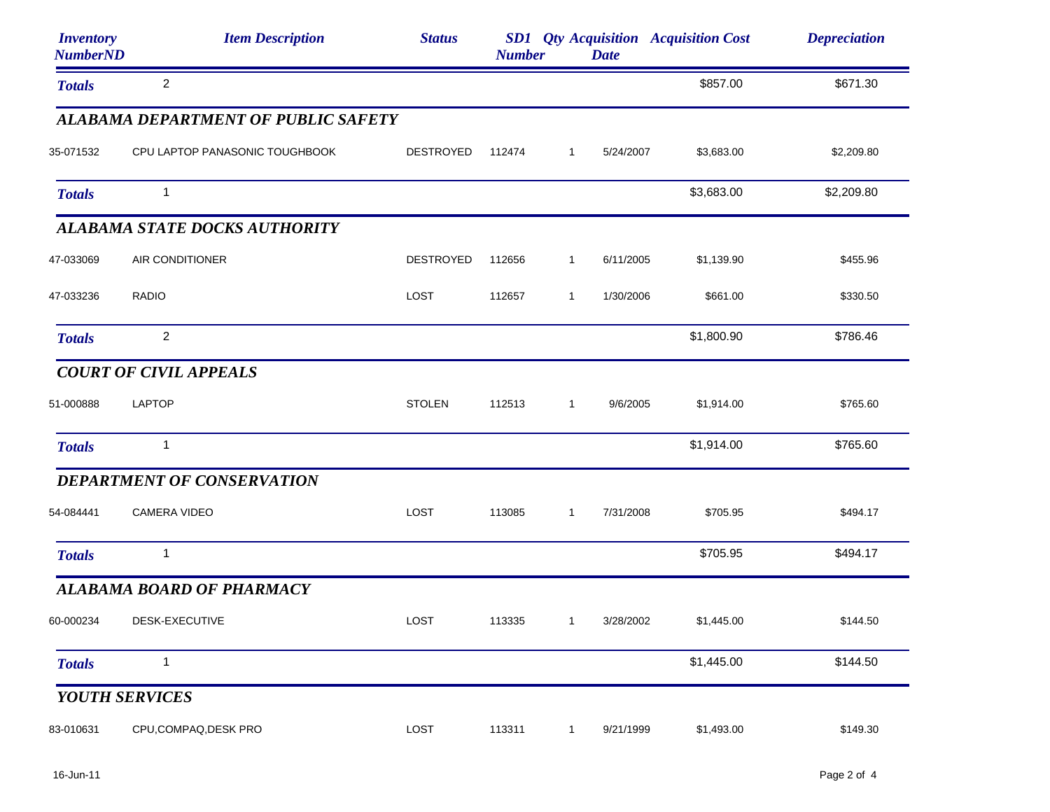| Inventory NumberND | Item Description | Status | SD1 Number | Qty | Acquisition Date | Acquisition Cost | Depreciation |
|---|---|---|---|---|---|---|---|
| ***Totals*** | 2 | | | | | $857.00 | $671.30 |
| ***ALABAMA DEPARTMENT OF PUBLIC SAFETY*** | | | | | | | |
| 35-071532 | CPU LAPTOP PANASONIC TOUGHBOOK | DESTROYED | 112474 | 1 | 5/24/2007 | $3,683.00 | $2,209.80 |
| ***Totals*** | 1 | | | | | $3,683.00 | $2,209.80 |
| ***ALABAMA STATE DOCKS AUTHORITY*** | | | | | | | |
| 47-033069 | AIR CONDITIONER | DESTROYED | 112656 | 1 | 6/11/2005 | $1,139.90 | $455.96 |
| 47-033236 | RADIO | LOST | 112657 | 1 | 1/30/2006 | $661.00 | $330.50 |
| ***Totals*** | 2 | | | | | $1,800.90 | $786.46 |
| ***COURT OF CIVIL APPEALS*** | | | | | | | |
| 51-000888 | LAPTOP | STOLEN | 112513 | 1 | 9/6/2005 | $1,914.00 | $765.60 |
| ***Totals*** | 1 | | | | | $1,914.00 | $765.60 |
| ***DEPARTMENT OF CONSERVATION*** | | | | | | | |
| 54-084441 | CAMERA VIDEO | LOST | 113085 | 1 | 7/31/2008 | $705.95 | $494.17 |
| ***Totals*** | 1 | | | | | $705.95 | $494.17 |
| ***ALABAMA BOARD OF PHARMACY*** | | | | | | | |
| 60-000234 | DESK-EXECUTIVE | LOST | 113335 | 1 | 3/28/2002 | $1,445.00 | $144.50 |
| ***Totals*** | 1 | | | | | $1,445.00 | $144.50 |
| ***YOUTH SERVICES*** | | | | | | | |
| 83-010631 | CPU,COMPAQ,DESK PRO | LOST | 113311 | 1 | 9/21/1999 | $1,493.00 | $149.30 |

16-Jun-11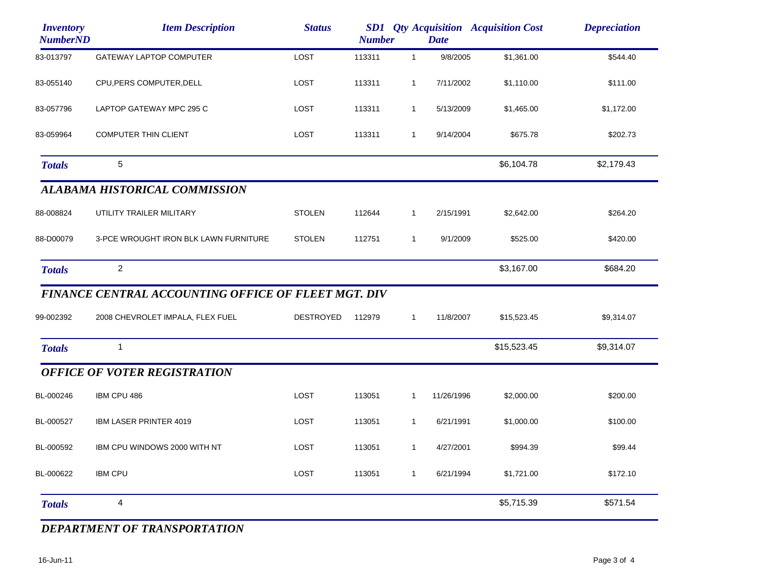| Inventory NumberND | Item Description | Status | SD1 Number | Qty | Acquisition Date | Acquisition Cost | Depreciation |
|---|---|---|---|---|---|---|---|
| 83-013797 | GATEWAY LAPTOP COMPUTER | LOST | 113311 | 1 | 9/8/2005 | $1,361.00 | $544.40 |
| 83-055140 | CPU,PERS COMPUTER,DELL | LOST | 113311 | 1 | 7/11/2002 | $1,110.00 | $111.00 |
| 83-057796 | LAPTOP GATEWAY MPC 295 C | LOST | 113311 | 1 | 5/13/2009 | $1,465.00 | $1,172.00 |
| 83-059964 | COMPUTER THIN CLIENT | LOST | 113311 | 1 | 9/14/2004 | $675.78 | $202.73 |
| ***Totals*** | 5 | | | | | $6,104.78 | $2,179.43 |

### *ALABAMA HISTORICAL COMMISSION*

| Inventory NumberND | Item Description | Status | SD1 Number | Qty | Acquisition Date | Acquisition Cost | Depreciation |
|---|---|---|---|---|---|---|---|
| 88-008824 | UTILITY TRAILER MILITARY | STOLEN | 112644 | 1 | 2/15/1991 | $2,642.00 | $264.20 |
| 88-D00079 | 3-PCE WROUGHT IRON BLK LAWN FURNITURE | STOLEN | 112751 | 1 | 9/1/2009 | $525.00 | $420.00 |
| ***Totals*** | 2 | | | | | $3,167.00 | $684.20 |

### *FINANCE CENTRAL ACCOUNTING OFFICE OF FLEET MGT. DIV*

| Inventory NumberND | Item Description | Status | SD1 Number | Qty | Acquisition Date | Acquisition Cost | Depreciation |
|---|---|---|---|---|---|---|---|
| 99-002392 | 2008 CHEVROLET IMPALA, FLEX FUEL | DESTROYED | 112979 | 1 | 11/8/2007 | $15,523.45 | $9,314.07 |
| ***Totals*** | 1 | | | | | $15,523.45 | $9,314.07 |

### *OFFICE OF VOTER REGISTRATION*

| Inventory NumberND | Item Description | Status | SD1 Number | Qty | Acquisition Date | Acquisition Cost | Depreciation |
|---|---|---|---|---|---|---|---|
| BL-000246 | IBM CPU 486 | LOST | 113051 | 1 | 11/26/1996 | $2,000.00 | $200.00 |
| BL-000527 | IBM LASER PRINTER 4019 | LOST | 113051 | 1 | 6/21/1991 | $1,000.00 | $100.00 |
| BL-000592 | IBM CPU WINDOWS 2000 WITH NT | LOST | 113051 | 1 | 4/27/2001 | $994.39 | $99.44 |
| BL-000622 | IBM CPU | LOST | 113051 | 1 | 6/21/1994 | $1,721.00 | $172.10 |
| ***Totals*** | 4 | | | | | $5,715.39 | $571.54 |

### *DEPARTMENT OF TRANSPORTATION*

16-Jun-11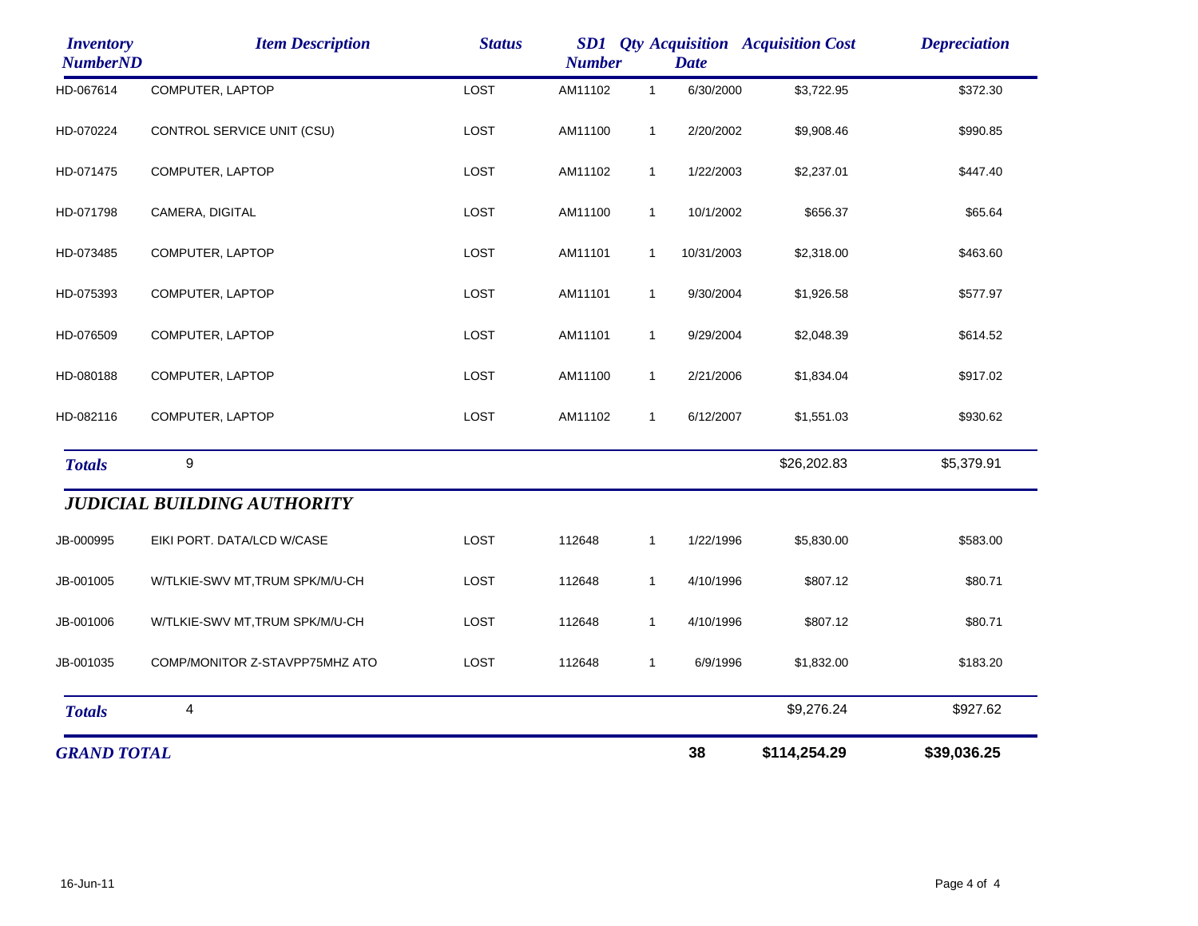| *Inventory NumberND* | *Item Description* | *Status* | *SD1 Number* | *Qty* | *Acquisition Date* | *Acquisition Cost* | *Depreciation* |
|---|---|---|---|---|---|---|---|
| HD-067614 | COMPUTER, LAPTOP | LOST | AM11102 | 1 | 6/30/2000 | $3,722.95 | $372.30 |
| HD-070224 | CONTROL SERVICE UNIT (CSU) | LOST | AM11100 | 1 | 2/20/2002 | $9,908.46 | $990.85 |
| HD-071475 | COMPUTER, LAPTOP | LOST | AM11102 | 1 | 1/22/2003 | $2,237.01 | $447.40 |
| HD-071798 | CAMERA, DIGITAL | LOST | AM11100 | 1 | 10/1/2002 | $656.37 | $65.64 |
| HD-073485 | COMPUTER, LAPTOP | LOST | AM11101 | 1 | 10/31/2003 | $2,318.00 | $463.60 |
| HD-075393 | COMPUTER, LAPTOP | LOST | AM11101 | 1 | 9/30/2004 | $1,926.58 | $577.97 |
| HD-076509 | COMPUTER, LAPTOP | LOST | AM11101 | 1 | 9/29/2004 | $2,048.39 | $614.52 |
| HD-080188 | COMPUTER, LAPTOP | LOST | AM11100 | 1 | 2/21/2006 | $1,834.04 | $917.02 |
| HD-082116 | COMPUTER, LAPTOP | LOST | AM11102 | 1 | 6/12/2007 | $1,551.03 | $930.62 |
| ***Totals*** | 9 | | | | | $26,202.83 | $5,379.91 |
| ***JUDICIAL BUILDING AUTHORITY*** | | | | | | | |
| JB-000995 | EIKI PORT. DATA/LCD W/CASE | LOST | 112648 | 1 | 1/22/1996 | $5,830.00 | $583.00 |
| JB-001005 | W/TLKIE-SWV MT,TRUM SPK/M/U-CH | LOST | 112648 | 1 | 4/10/1996 | $807.12 | $80.71 |
| JB-001006 | W/TLKIE-SWV MT,TRUM SPK/M/U-CH | LOST | 112648 | 1 | 4/10/1996 | $807.12 | $80.71 |
| JB-001035 | COMP/MONITOR Z-STAVPP75MHZ ATO | LOST | 112648 | 1 | 6/9/1996 | $1,832.00 | $183.20 |
| ***Totals*** | 4 | | | | | $9,276.24 | $927.62 |
| ***GRAND TOTAL*** | | | | | **38** | **$114,254.29** | **$39,036.25** |

16-Jun-11